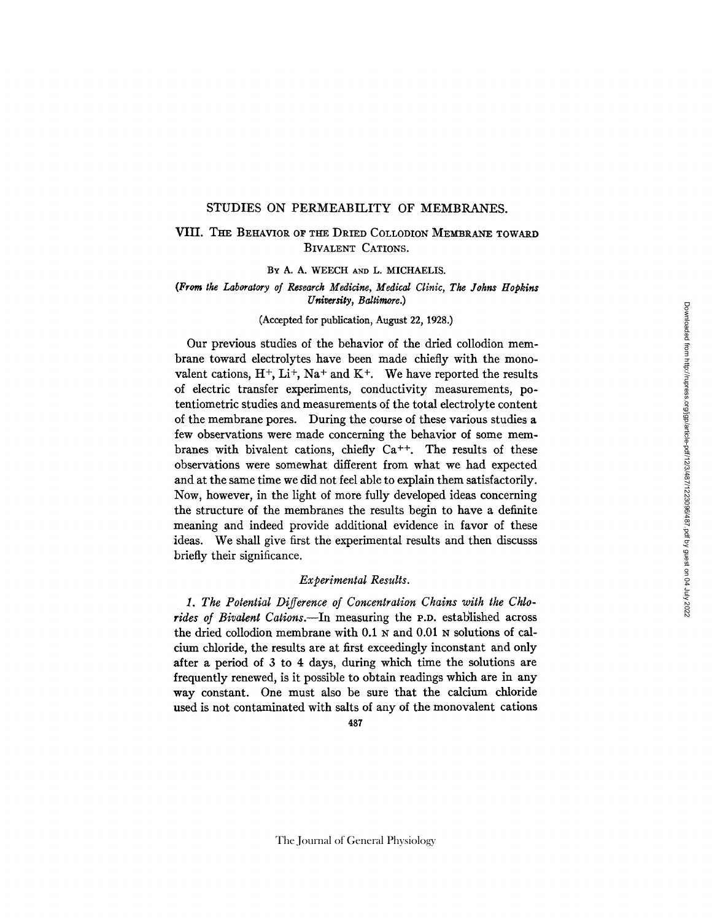# STUDIES ON PERMEABILITY OF MEMBRANES.

## VIII. The Behavior of the Dried Collodion Membrane toward Bivalent Cations.

By A. A. WEECH and L. MICHAELIS.

*(From the Laboratory of Research Medicine, Medical Clinic, The Johns Hopkins University, Baltimore.)*

(Accepted for publication, August 22, 1928.)

Our previous studies of the behavior of the dried collodion membrane toward electrolytes have been made chiefly with the monovalent cations, $H^+$, $Li^+$, $Na^+$ and $K^+$. We have reported the results of electric transfer experiments, conductivity measurements, potentiometric studies and measurements of the total electrolyte content of the membrane pores. During the course of these various studies a few observations were made concerning the behavior of some membranes with bivalent cations, chiefly $Ca^{++}$. The results of these observations were somewhat different from what we had expected and at the same time we did not feel able to explain them satisfactorily. Now, however, in the light of more fully developed ideas concerning the structure of the membranes the results begin to have a definite meaning and indeed provide additional evidence in favor of these ideas. We shall give first the experimental results and then discusss briefly their significance.

### *Experimental Results.*

*1. The Potential Difference of Concentration Chains with the Chlorides of Bivalent Cations.*—In measuring the P.D. established across the dried collodion membrane with 0.1 N and 0.01 N solutions of calcium chloride, the results are at first exceedingly inconstant and only after a period of 3 to 4 days, during which time the solutions are frequently renewed, is it possible to obtain readings which are in any way constant. One must also be sure that the calcium chloride used is not contaminated with salts of any of the monovalent cations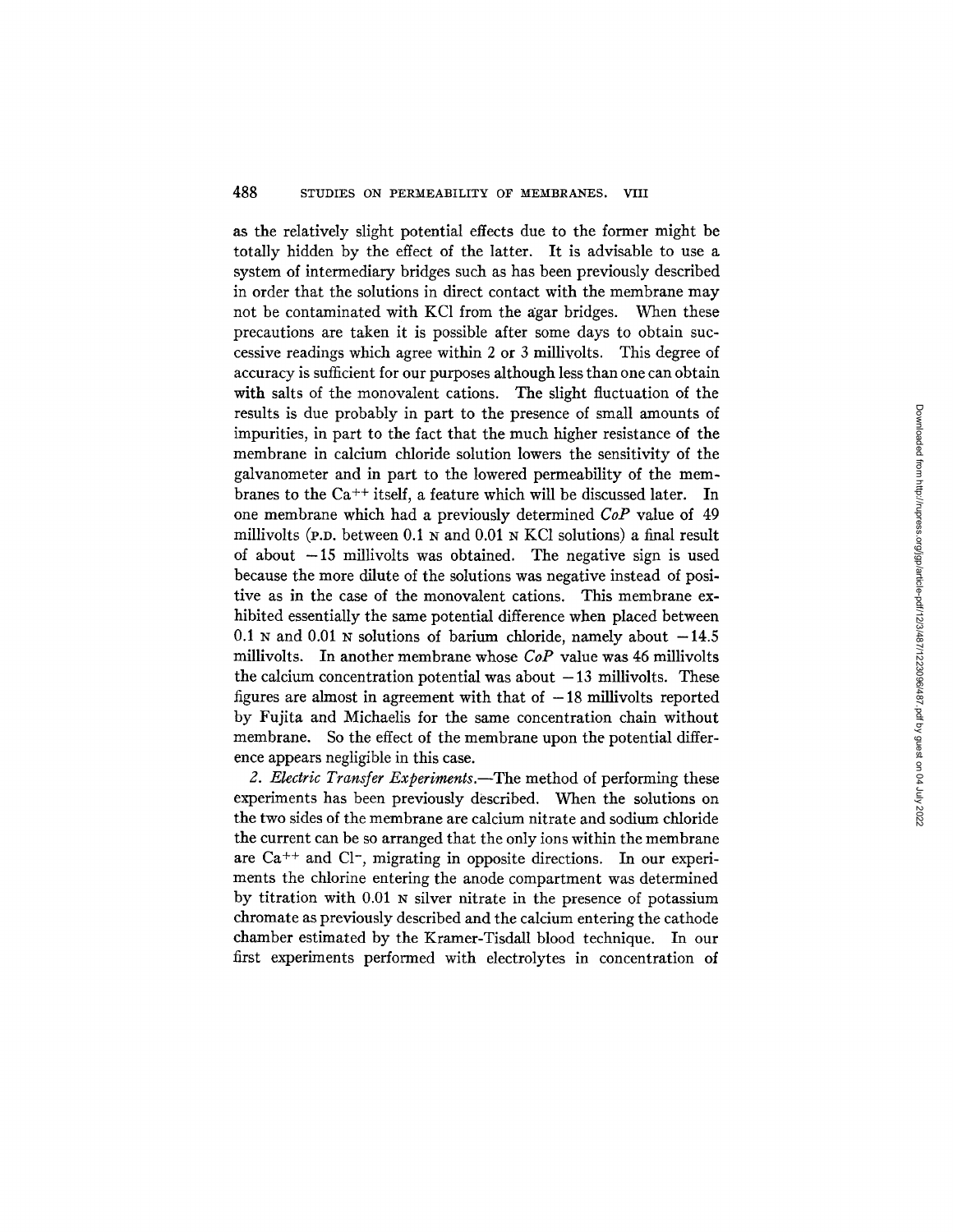as the relatively slight potential effects due to the former might be totally hidden by the effect of the latter. It is advisable to use a system of intermediary bridges such as has been previously described in order that the solutions in direct contact with the membrane may not be contaminated with KCl from the agar bridges. When these precautions are taken it is possible after some days to obtain successive readings which agree within 2 or 3 millivolts. This degree of accuracy is sufficient for our purposes although less than one can obtain with salts of the monovalent cations. The slight fluctuation of the results is due probably in part to the presence of small amounts of impurities, in part to the fact that the much higher resistance of the membrane in calcium chloride solution lowers the sensitivity of the galvanometer and in part to the lowered permeability of the membranes to the $Ca^{++}$ itself, a feature which will be discussed later. In one membrane which had a previously determined *CoP* value of 49 millivolts (P.D. between 0.1 N and 0.01 N KCl solutions) a final result of about $-15$ millivolts was obtained. The negative sign is used because the more dilute of the solutions was negative instead of positive as in the case of the monovalent cations. This membrane exhibited essentially the same potential difference when placed between 0.1 N and 0.01 N solutions of barium chloride, namely about $-14.5$ millivolts. In another membrane whose *CoP* value was 46 millivolts the calcium concentration potential was about $-13$ millivolts. These figures are almost in agreement with that of $-18$ millivolts reported by Fujita and Michaelis for the same concentration chain without membrane. So the effect of the membrane upon the potential difference appears negligible in this case.

*2. Electric Transfer Experiments.*—The method of performing these experiments has been previously described. When the solutions on the two sides of the membrane are calcium nitrate and sodium chloride the current can be so arranged that the only ions within the membrane are $Ca^{++}$ and $Cl^{-}$, migrating in opposite directions. In our experiments the chlorine entering the anode compartment was determined by titration with 0.01 N silver nitrate in the presence of potassium chromate as previously described and the calcium entering the cathode chamber estimated by the Kramer-Tisdall blood technique. In our first experiments performed with electrolytes in concentration of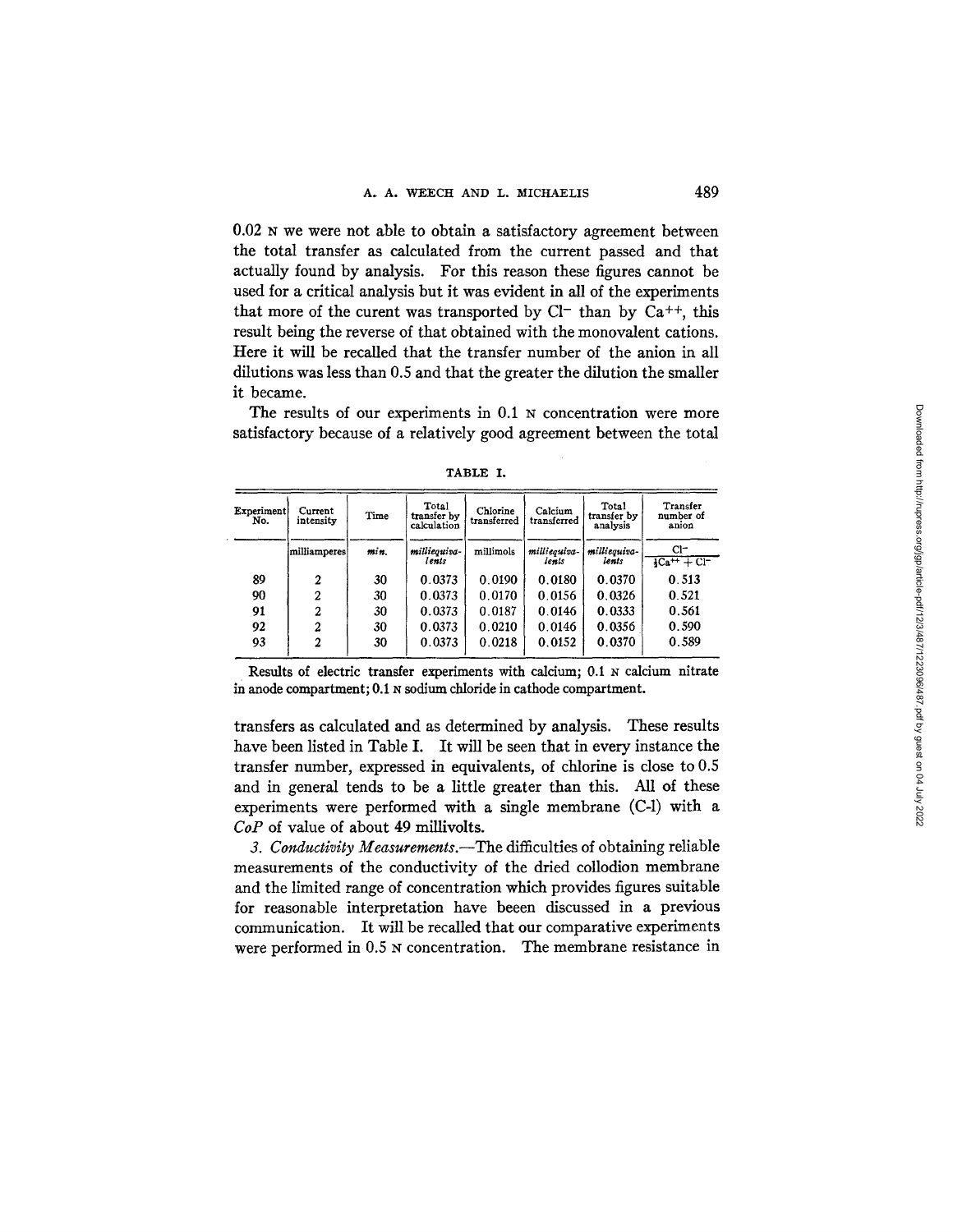0.02 N we were not able to obtain a satisfactory agreement between the total transfer as calculated from the current passed and that actually found by analysis. For this reason these figures cannot be used for a critical analysis but it was evident in all of the experiments that more of the curent was transported by $Cl^-$ than by $Ca^{++}$, this result being the reverse of that obtained with the monovalent cations. Here it will be recalled that the transfer number of the anion in all dilutions was less than 0.5 and that the greater the dilution the smaller it became.

The results of our experiments in 0.1 N concentration were more satisfactory because of a relatively good agreement between the total transfers as calculated and as determined by analysis. These results have been listed in Table I. It will be seen that in every instance the transfer number, expressed in equivalents, of chlorine is close to 0.5 and in general tends to be a little greater than this. All of these experiments were performed with a single membrane (C-1) with a *CoP* of value of about 49 millivolts.

**TABLE I.**

| Experiment No. | Current intensity | Time | Total transfer by calculation | Chlorine transferred | Calcium transferred | Total transfer by analysis | Transfer number of anion |
|---|---|---|---|---|---|---|---|
| | *milliamperes* | *min.* | *milliequivalents* | millimols | *milliequivalents* | *milliequivalents* | $\frac{Cl^-}{\frac{1}{2}Ca^{++} + Cl^-}$ |
| 89 | 2 | 30 | 0.0373 | 0.0190 | 0.0180 | 0.0370 | 0.513 |
| 90 | 2 | 30 | 0.0373 | 0.0170 | 0.0156 | 0.0326 | 0.521 |
| 91 | 2 | 30 | 0.0373 | 0.0187 | 0.0146 | 0.0333 | 0.561 |
| 92 | 2 | 30 | 0.0373 | 0.0210 | 0.0146 | 0.0356 | 0.590 |
| 93 | 2 | 30 | 0.0373 | 0.0218 | 0.0152 | 0.0370 | 0.589 |

Results of electric transfer experiments with calcium; 0.1 N calcium nitrate in anode compartment; 0.1 N sodium chloride in cathode compartment.

*3. Conductivity Measurements.*—The difficulties of obtaining reliable measurements of the conductivity of the dried collodion membrane and the limited range of concentration which provides figures suitable for reasonable interpretation have beeen discussed in a previous communication. It will be recalled that our comparative experiments were performed in 0.5 N concentration. The membrane resistance in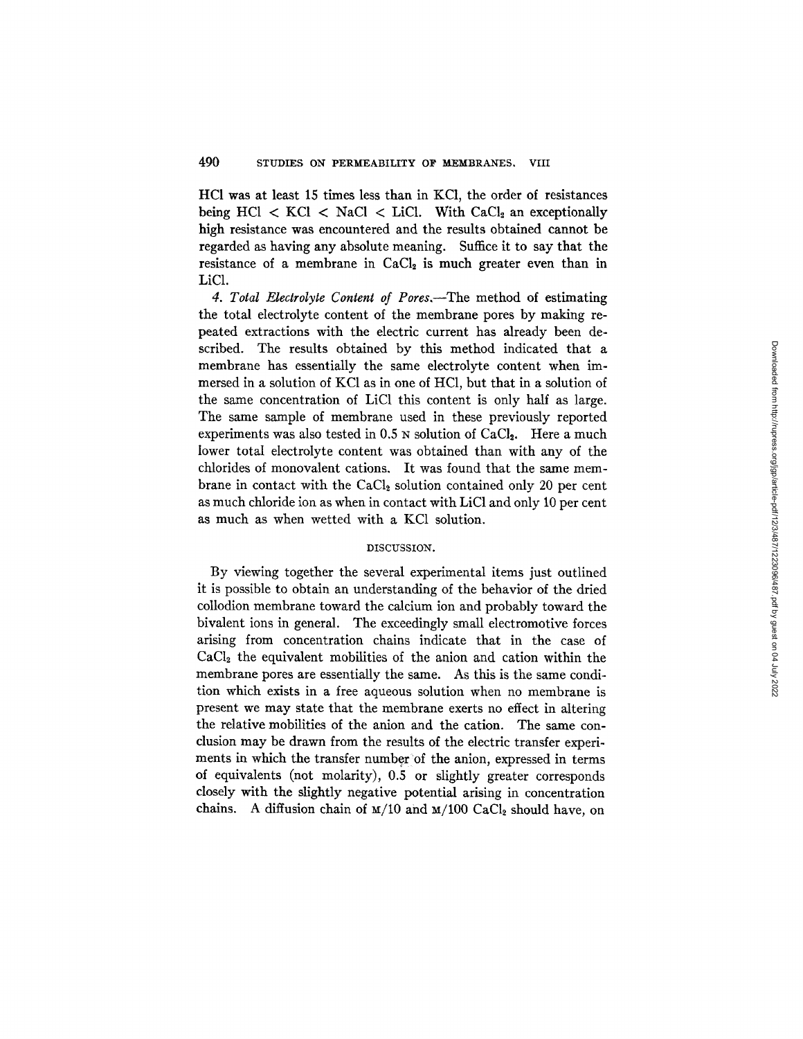HCl was at least 15 times less than in KCl, the order of resistances being HCl < KCl < NaCl < LiCl. With $CaCl_2$ an exceptionally high resistance was encountered and the results obtained cannot be regarded as having any absolute meaning. Suffice it to say that the resistance of a membrane in $CaCl_2$ is much greater even than in LiCl.

*4. Total Electrolyte Content of Pores.*—The method of estimating the total electrolyte content of the membrane pores by making repeated extractions with the electric current has already been described. The results obtained by this method indicated that a membrane has essentially the same electrolyte content when immersed in a solution of KCl as in one of HCl, but that in a solution of the same concentration of LiCl this content is only half as large. The same sample of membrane used in these previously reported experiments was also tested in 0.5 N solution of $CaCl_2$. Here a much lower total electrolyte content was obtained than with any of the chlorides of monovalent cations. It was found that the same membrane in contact with the $CaCl_2$ solution contained only 20 per cent as much chloride ion as when in contact with LiCl and only 10 per cent as much as when wetted with a KCl solution.

## DISCUSSION.

By viewing together the several experimental items just outlined it is possible to obtain an understanding of the behavior of the dried collodion membrane toward the calcium ion and probably toward the bivalent ions in general. The exceedingly small electromotive forces arising from concentration chains indicate that in the case of $CaCl_2$ the equivalent mobilities of the anion and cation within the membrane pores are essentially the same. As this is the same condition which exists in a free aqueous solution when no membrane is present we may state that the membrane exerts no effect in altering the relative mobilities of the anion and the cation. The same conclusion may be drawn from the results of the electric transfer experiments in which the transfer number of the anion, expressed in terms of equivalents (not molarity), 0.5 or slightly greater corresponds closely with the slightly negative potential arising in concentration chains. A diffusion chain of M/10 and M/100 $CaCl_2$ should have, on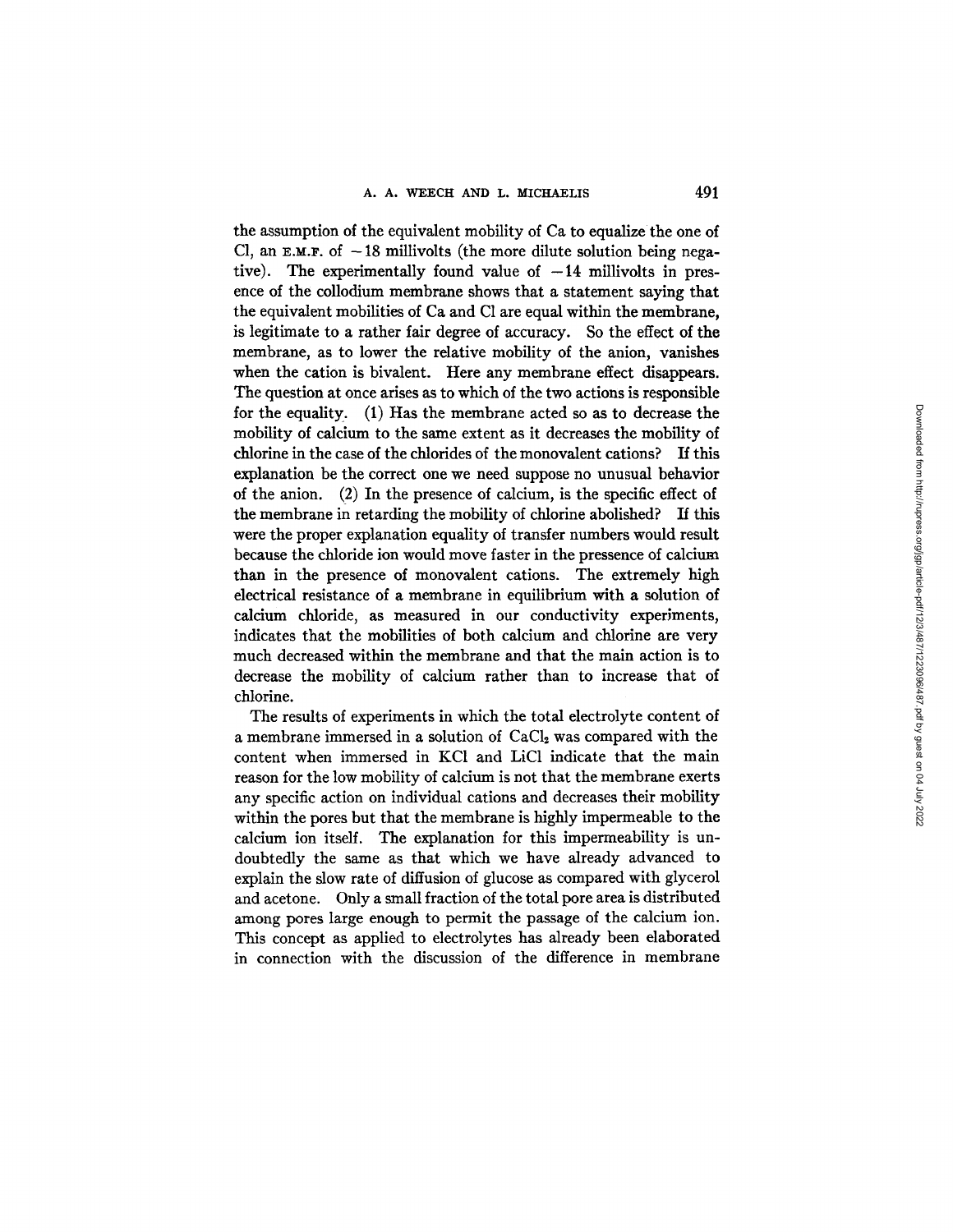the assumption of the equivalent mobility of Ca to equalize the one of Cl, an E.M.F. of −18 millivolts (the more dilute solution being negative). The experimentally found value of −14 millivolts in presence of the collodium membrane shows that a statement saying that the equivalent mobilities of Ca and Cl are equal within the membrane, is legitimate to a rather fair degree of accuracy. So the effect of the membrane, as to lower the relative mobility of the anion, vanishes when the cation is bivalent. Here any membrane effect disappears. The question at once arises as to which of the two actions is responsible for the equality. (1) Has the membrane acted so as to decrease the mobility of calcium to the same extent as it decreases the mobility of chlorine in the case of the chlorides of the monovalent cations? If this explanation be the correct one we need suppose no unusual behavior of the anion. (2) In the presence of calcium, is the specific effect of the membrane in retarding the mobility of chlorine abolished? If this were the proper explanation equality of transfer numbers would result because the chloride ion would move faster in the pressence of calcium than in the presence of monovalent cations. The extremely high electrical resistance of a membrane in equilibrium with a solution of calcium chloride, as measured in our conductivity experiments, indicates that the mobilities of both calcium and chlorine are very much decreased within the membrane and that the main action is to decrease the mobility of calcium rather than to increase that of chlorine.

The results of experiments in which the total electrolyte content of a membrane immersed in a solution of $CaCl_2$ was compared with the content when immersed in KCl and LiCl indicate that the main reason for the low mobility of calcium is not that the membrane exerts any specific action on individual cations and decreases their mobility within the pores but that the membrane is highly impermeable to the calcium ion itself. The explanation for this impermeability is undoubtedly the same as that which we have already advanced to explain the slow rate of diffusion of glucose as compared with glycerol and acetone. Only a small fraction of the total pore area is distributed among pores large enough to permit the passage of the calcium ion. This concept as applied to electrolytes has already been elaborated in connection with the discussion of the difference in membrane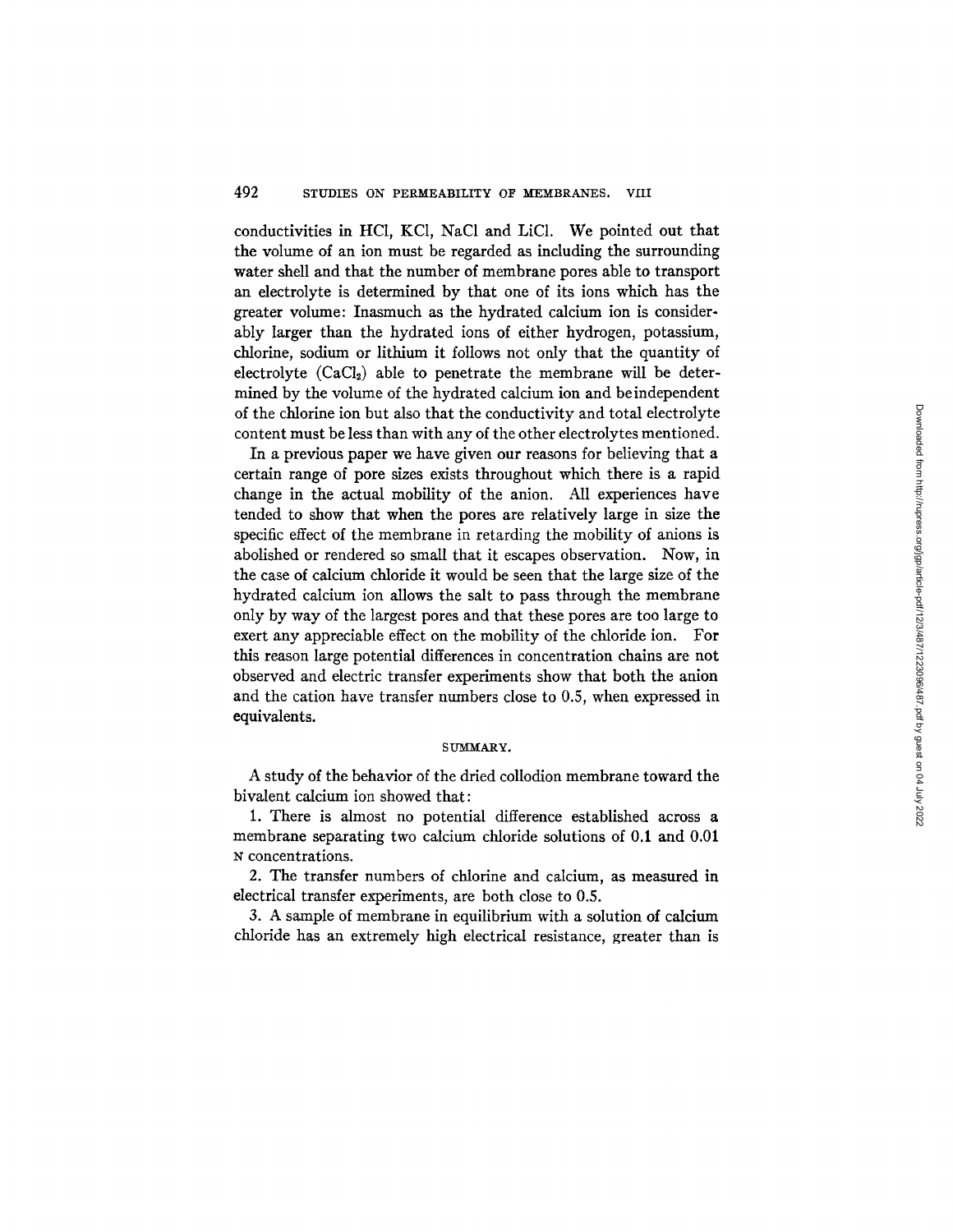conductivities in HCl, KCl, NaCl and LiCl. We pointed out that the volume of an ion must be regarded as including the surrounding water shell and that the number of membrane pores able to transport an electrolyte is determined by that one of its ions which has the greater volume: Inasmuch as the hydrated calcium ion is considerably larger than the hydrated ions of either hydrogen, potassium, chlorine, sodium or lithium it follows not only that the quantity of electrolyte ($CaCl_2$) able to penetrate the membrane will be determined by the volume of the hydrated calcium ion and beindependent of the chlorine ion but also that the conductivity and total electrolyte content must be less than with any of the other electrolytes mentioned.

In a previous paper we have given our reasons for believing that a certain range of pore sizes exists throughout which there is a rapid change in the actual mobility of the anion. All experiences have tended to show that when the pores are relatively large in size the specific effect of the membrane in retarding the mobility of anions is abolished or rendered so small that it escapes observation. Now, in the case of calcium chloride it would be seen that the large size of the hydrated calcium ion allows the salt to pass through the membrane only by way of the largest pores and that these pores are too large to exert any appreciable effect on the mobility of the chloride ion. For this reason large potential differences in concentration chains are not observed and electric transfer experiments show that both the anion and the cation have transfer numbers close to 0.5, when expressed in equivalents.

## SUMMARY.

A study of the behavior of the dried collodion membrane toward the bivalent calcium ion showed that:

1. There is almost no potential difference established across a membrane separating two calcium chloride solutions of 0.1 and 0.01 N concentrations.

2. The transfer numbers of chlorine and calcium, as measured in electrical transfer experiments, are both close to 0.5.

3. A sample of membrane in equilibrium with a solution of calcium chloride has an extremely high electrical resistance, greater than is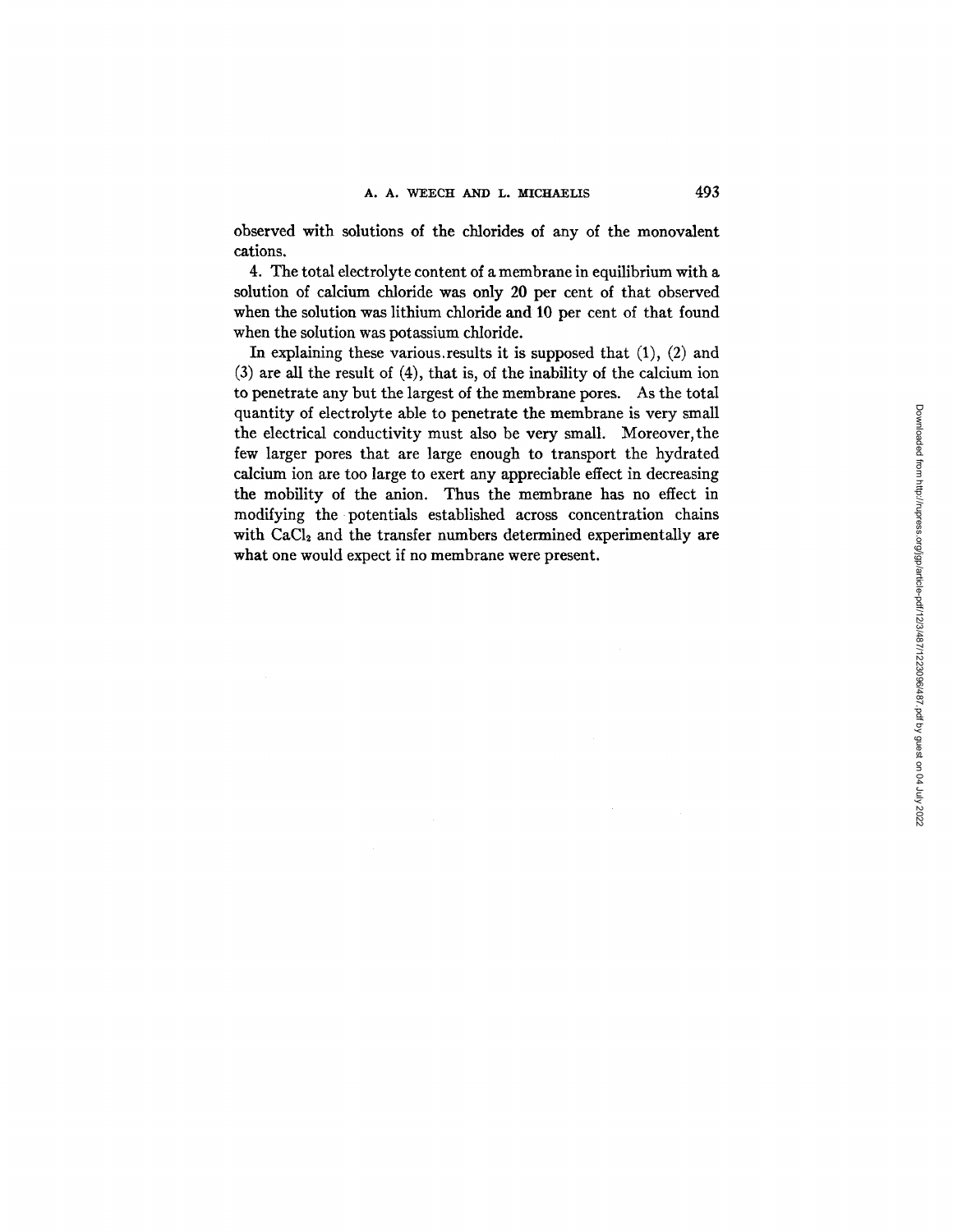observed with solutions of the chlorides of any of the monovalent cations.

4. The total electrolyte content of a membrane in equilibrium with a solution of calcium chloride was only 20 per cent of that observed when the solution was lithium chloride and 10 per cent of that found when the solution was potassium chloride.

In explaining these various results it is supposed that (1), (2) and (3) are all the result of (4), that is, of the inability of the calcium ion to penetrate any but the largest of the membrane pores. As the total quantity of electrolyte able to penetrate the membrane is very small the electrical conductivity must also be very small. Moreover, the few larger pores that are large enough to transport the hydrated calcium ion are too large to exert any appreciable effect in decreasing the mobility of the anion. Thus the membrane has no effect in modifying the potentials established across concentration chains with $CaCl_2$ and the transfer numbers determined experimentally are what one would expect if no membrane were present.